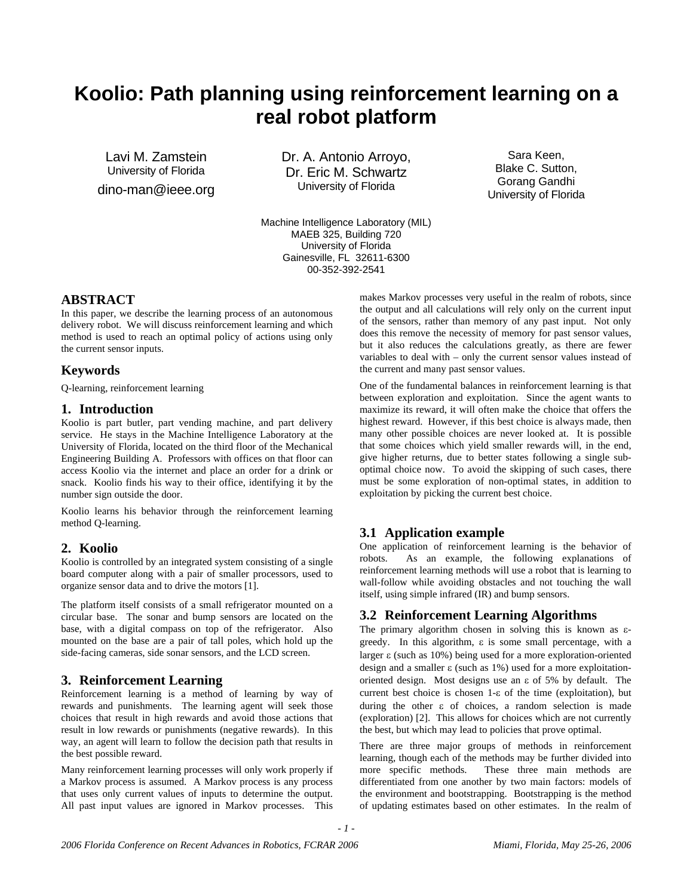# Koolio: Path planning using reinforcement learning on a real robot platform

Lavi M. Zamstein
University of Florida
dino-man@ieee.org

Dr. A. Antonio Arroyo,
Dr. Eric M. Schwartz
University of Florida

Sara Keen,
Blake C. Sutton,
Gorang Gandhi
University of Florida

Machine Intelligence Laboratory (MIL)
MAEB 325, Building 720
University of Florida
Gainesville, FL 32611-6300
00-352-392-2541

## ABSTRACT

In this paper, we describe the learning process of an autonomous delivery robot. We will discuss reinforcement learning and which method is used to reach an optimal policy of actions using only the current sensor inputs.

## Keywords

Q-learning, reinforcement learning

## 1. Introduction

Koolio is part butler, part vending machine, and part delivery service. He stays in the Machine Intelligence Laboratory at the University of Florida, located on the third floor of the Mechanical Engineering Building A. Professors with offices on that floor can access Koolio via the internet and place an order for a drink or snack. Koolio finds his way to their office, identifying it by the number sign outside the door.

Koolio learns his behavior through the reinforcement learning method Q-learning.

## 2. Koolio

Koolio is controlled by an integrated system consisting of a single board computer along with a pair of smaller processors, used to organize sensor data and to drive the motors [1].

The platform itself consists of a small refrigerator mounted on a circular base. The sonar and bump sensors are located on the base, with a digital compass on top of the refrigerator. Also mounted on the base are a pair of tall poles, which hold up the side-facing cameras, side sonar sensors, and the LCD screen.

## 3. Reinforcement Learning

Reinforcement learning is a method of learning by way of rewards and punishments. The learning agent will seek those choices that result in high rewards and avoid those actions that result in low rewards or punishments (negative rewards). In this way, an agent will learn to follow the decision path that results in the best possible reward.

Many reinforcement learning processes will only work properly if a Markov process is assumed. A Markov process is any process that uses only current values of inputs to determine the output. All past input values are ignored in Markov processes. This makes Markov processes very useful in the realm of robots, since the output and all calculations will rely only on the current input of the sensors, rather than memory of any past input. Not only does this remove the necessity of memory for past sensor values, but it also reduces the calculations greatly, as there are fewer variables to deal with – only the current sensor values instead of the current and many past sensor values.

One of the fundamental balances in reinforcement learning is that between exploration and exploitation. Since the agent wants to maximize its reward, it will often make the choice that offers the highest reward. However, if this best choice is always made, then many other possible choices are never looked at. It is possible that some choices which yield smaller rewards will, in the end, give higher returns, due to better states following a single sub-optimal choice now. To avoid the skipping of such cases, there must be some exploration of non-optimal states, in addition to exploitation by picking the current best choice.

### 3.1 Application example

One application of reinforcement learning is the behavior of robots. As an example, the following explanations of reinforcement learning methods will use a robot that is learning to wall-follow while avoiding obstacles and not touching the wall itself, using simple infrared (IR) and bump sensors.

### 3.2 Reinforcement Learning Algorithms

The primary algorithm chosen in solving this is known as $\varepsilon$-greedy. In this algorithm, $\varepsilon$ is some small percentage, with a larger $\varepsilon$ (such as 10%) being used for a more exploration-oriented design and a smaller $\varepsilon$ (such as 1%) used for a more exploitation-oriented design. Most designs use an $\varepsilon$ of 5% by default. The current best choice is chosen $1-\varepsilon$ of the time (exploitation), but during the other $\varepsilon$ of choices, a random selection is made (exploration) [2]. This allows for choices which are not currently the best, but which may lead to policies that prove optimal.

There are three major groups of methods in reinforcement learning, though each of the methods may be further divided into more specific methods. These three main methods are differentiated from one another by two main factors: models of the environment and bootstrapping. Bootstrapping is the method of updating estimates based on other estimates. In the realm of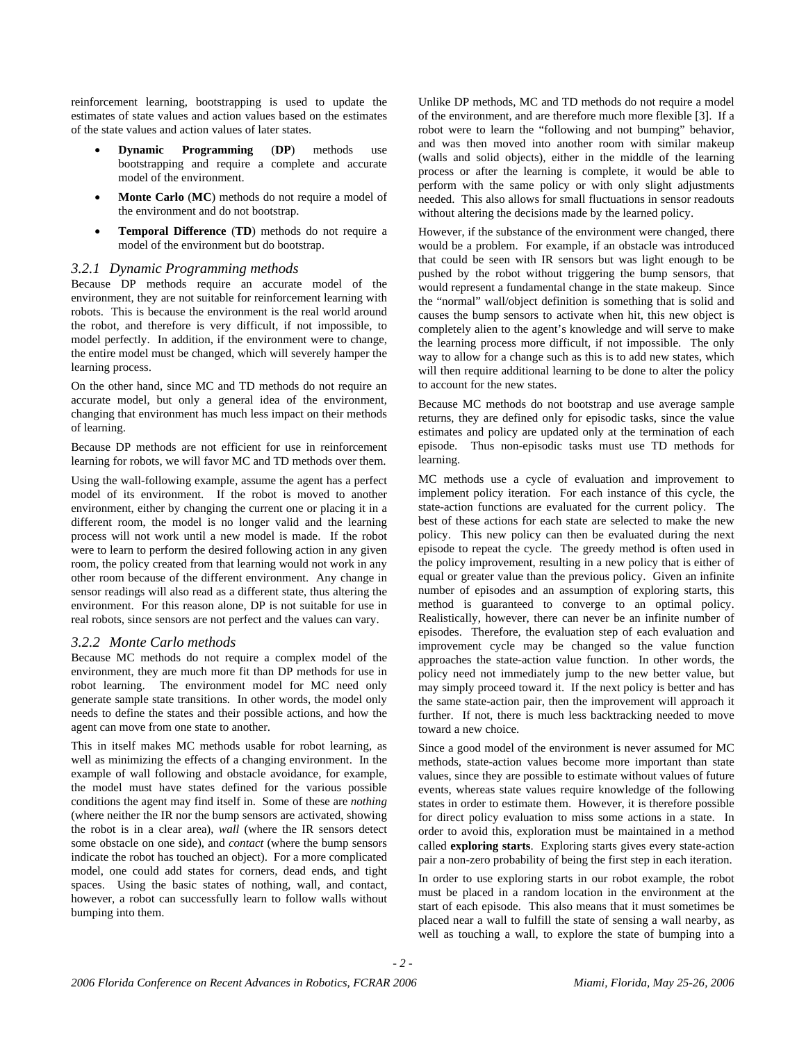reinforcement learning, bootstrapping is used to update the estimates of state values and action values based on the estimates of the state values and action values of later states.

- **Dynamic Programming** (**DP**) methods use bootstrapping and require a complete and accurate model of the environment.
- **Monte Carlo** (**MC**) methods do not require a model of the environment and do not bootstrap.
- **Temporal Difference** (**TD**) methods do not require a model of the environment but do bootstrap.

### *3.2.1 Dynamic Programming methods*

Because DP methods require an accurate model of the environment, they are not suitable for reinforcement learning with robots. This is because the environment is the real world around the robot, and therefore is very difficult, if not impossible, to model perfectly. In addition, if the environment were to change, the entire model must be changed, which will severely hamper the learning process.

On the other hand, since MC and TD methods do not require an accurate model, but only a general idea of the environment, changing that environment has much less impact on their methods of learning.

Because DP methods are not efficient for use in reinforcement learning for robots, we will favor MC and TD methods over them.

Using the wall-following example, assume the agent has a perfect model of its environment. If the robot is moved to another environment, either by changing the current one or placing it in a different room, the model is no longer valid and the learning process will not work until a new model is made. If the robot were to learn to perform the desired following action in any given room, the policy created from that learning would not work in any other room because of the different environment. Any change in sensor readings will also read as a different state, thus altering the environment. For this reason alone, DP is not suitable for use in real robots, since sensors are not perfect and the values can vary.

### *3.2.2 Monte Carlo methods*

Because MC methods do not require a complex model of the environment, they are much more fit than DP methods for use in robot learning. The environment model for MC need only generate sample state transitions. In other words, the model only needs to define the states and their possible actions, and how the agent can move from one state to another.

This in itself makes MC methods usable for robot learning, as well as minimizing the effects of a changing environment. In the example of wall following and obstacle avoidance, for example, the model must have states defined for the various possible conditions the agent may find itself in. Some of these are *nothing* (where neither the IR nor the bump sensors are activated, showing the robot is in a clear area), *wall* (where the IR sensors detect some obstacle on one side), and *contact* (where the bump sensors indicate the robot has touched an object). For a more complicated model, one could add states for corners, dead ends, and tight spaces. Using the basic states of nothing, wall, and contact, however, a robot can successfully learn to follow walls without bumping into them.

Unlike DP methods, MC and TD methods do not require a model of the environment, and are therefore much more flexible [3]. If a robot were to learn the "following and not bumping" behavior, and was then moved into another room with similar makeup (walls and solid objects), either in the middle of the learning process or after the learning is complete, it would be able to perform with the same policy or with only slight adjustments needed. This also allows for small fluctuations in sensor readouts without altering the decisions made by the learned policy.

However, if the substance of the environment were changed, there would be a problem. For example, if an obstacle was introduced that could be seen with IR sensors but was light enough to be pushed by the robot without triggering the bump sensors, that would represent a fundamental change in the state makeup. Since the "normal" wall/object definition is something that is solid and causes the bump sensors to activate when hit, this new object is completely alien to the agent's knowledge and will serve to make the learning process more difficult, if not impossible. The only way to allow for a change such as this is to add new states, which will then require additional learning to be done to alter the policy to account for the new states.

Because MC methods do not bootstrap and use average sample returns, they are defined only for episodic tasks, since the value estimates and policy are updated only at the termination of each episode. Thus non-episodic tasks must use TD methods for learning.

MC methods use a cycle of evaluation and improvement to implement policy iteration. For each instance of this cycle, the state-action functions are evaluated for the current policy. The best of these actions for each state are selected to make the new policy. This new policy can then be evaluated during the next episode to repeat the cycle. The greedy method is often used in the policy improvement, resulting in a new policy that is either of equal or greater value than the previous policy. Given an infinite number of episodes and an assumption of exploring starts, this method is guaranteed to converge to an optimal policy. Realistically, however, there can never be an infinite number of episodes. Therefore, the evaluation step of each evaluation and improvement cycle may be changed so the value function approaches the state-action value function. In other words, the policy need not immediately jump to the new better value, but may simply proceed toward it. If the next policy is better and has the same state-action pair, then the improvement will approach it further. If not, there is much less backtracking needed to move toward a new choice.

Since a good model of the environment is never assumed for MC methods, state-action values become more important than state values, since they are possible to estimate without values of future events, whereas state values require knowledge of the following states in order to estimate them. However, it is therefore possible for direct policy evaluation to miss some actions in a state. In order to avoid this, exploration must be maintained in a method called **exploring starts**. Exploring starts gives every state-action pair a non-zero probability of being the first step in each iteration.

In order to use exploring starts in our robot example, the robot must be placed in a random location in the environment at the start of each episode. This also means that it must sometimes be placed near a wall to fulfill the state of sensing a wall nearby, as well as touching a wall, to explore the state of bumping into a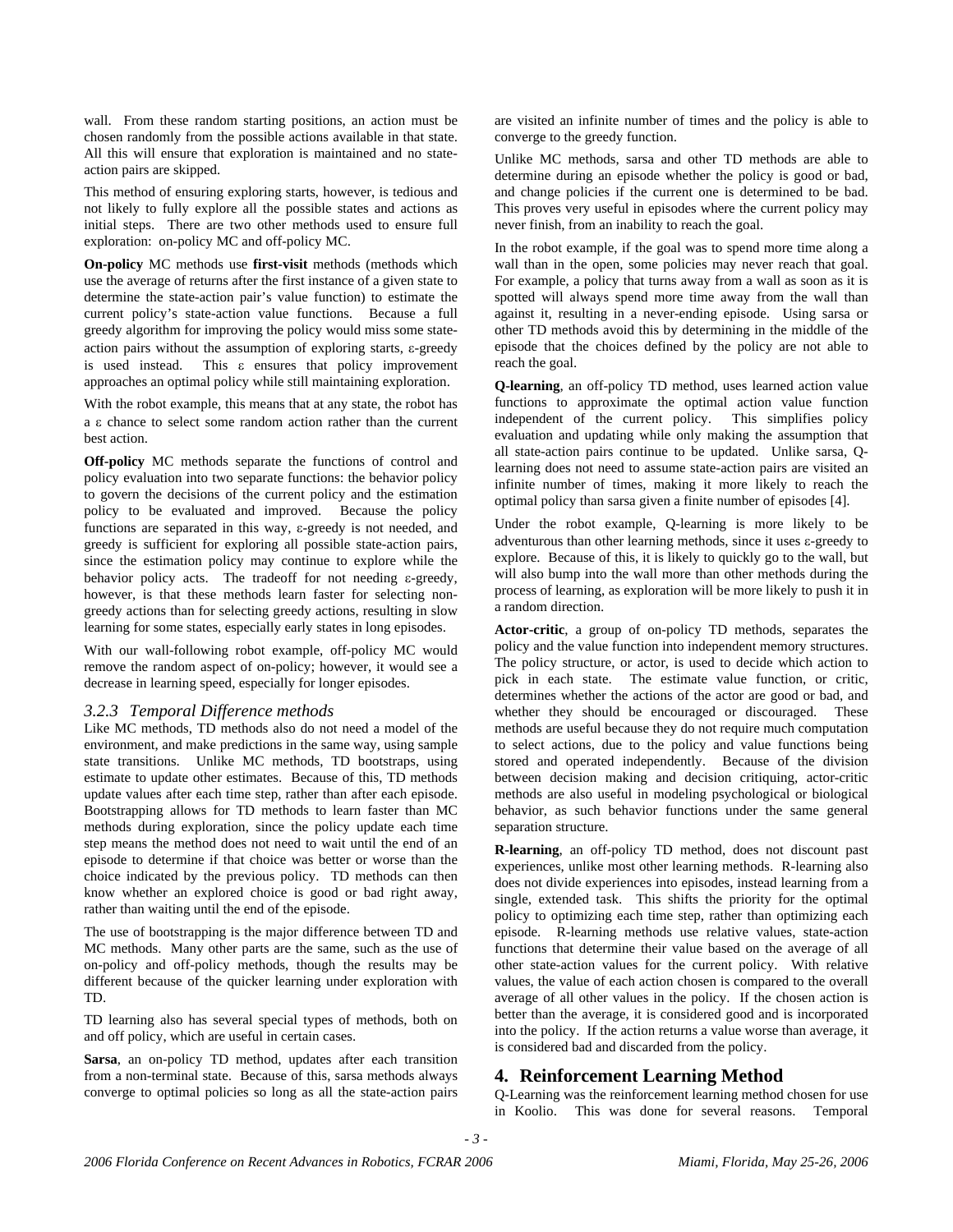wall. From these random starting positions, an action must be chosen randomly from the possible actions available in that state. All this will ensure that exploration is maintained and no state-action pairs are skipped.

This method of ensuring exploring starts, however, is tedious and not likely to fully explore all the possible states and actions as initial steps. There are two other methods used to ensure full exploration: on-policy MC and off-policy MC.

**On-policy** MC methods use **first-visit** methods (methods which use the average of returns after the first instance of a given state to determine the state-action pair's value function) to estimate the current policy's state-action value functions. Because a full greedy algorithm for improving the policy would miss some state-action pairs without the assumption of exploring starts, ε-greedy is used instead. This ε ensures that policy improvement approaches an optimal policy while still maintaining exploration.

With the robot example, this means that at any state, the robot has a ε chance to select some random action rather than the current best action.

**Off-policy** MC methods separate the functions of control and policy evaluation into two separate functions: the behavior policy to govern the decisions of the current policy and the estimation policy to be evaluated and improved. Because the policy functions are separated in this way, ε-greedy is not needed, and greedy is sufficient for exploring all possible state-action pairs, since the estimation policy may continue to explore while the behavior policy acts. The tradeoff for not needing ε-greedy, however, is that these methods learn faster for selecting non-greedy actions than for selecting greedy actions, resulting in slow learning for some states, especially early states in long episodes.

With our wall-following robot example, off-policy MC would remove the random aspect of on-policy; however, it would see a decrease in learning speed, especially for longer episodes.

### *3.2.3 Temporal Difference methods*

Like MC methods, TD methods also do not need a model of the environment, and make predictions in the same way, using sample state transitions. Unlike MC methods, TD bootstraps, using estimate to update other estimates. Because of this, TD methods update values after each time step, rather than after each episode. Bootstrapping allows for TD methods to learn faster than MC methods during exploration, since the policy update each time step means the method does not need to wait until the end of an episode to determine if that choice was better or worse than the choice indicated by the previous policy. TD methods can then know whether an explored choice is good or bad right away, rather than waiting until the end of the episode.

The use of bootstrapping is the major difference between TD and MC methods. Many other parts are the same, such as the use of on-policy and off-policy methods, though the results may be different because of the quicker learning under exploration with TD.

TD learning also has several special types of methods, both on and off policy, which are useful in certain cases.

**Sarsa**, an on-policy TD method, updates after each transition from a non-terminal state. Because of this, sarsa methods always converge to optimal policies so long as all the state-action pairs are visited an infinite number of times and the policy is able to converge to the greedy function.

Unlike MC methods, sarsa and other TD methods are able to determine during an episode whether the policy is good or bad, and change policies if the current one is determined to be bad. This proves very useful in episodes where the current policy may never finish, from an inability to reach the goal.

In the robot example, if the goal was to spend more time along a wall than in the open, some policies may never reach that goal. For example, a policy that turns away from a wall as soon as it is spotted will always spend more time away from the wall than against it, resulting in a never-ending episode. Using sarsa or other TD methods avoid this by determining in the middle of the episode that the choices defined by the policy are not able to reach the goal.

**Q-learning**, an off-policy TD method, uses learned action value functions to approximate the optimal action value function independent of the current policy. This simplifies policy evaluation and updating while only making the assumption that all state-action pairs continue to be updated. Unlike sarsa, Q-learning does not need to assume state-action pairs are visited an infinite number of times, making it more likely to reach the optimal policy than sarsa given a finite number of episodes [4].

Under the robot example, Q-learning is more likely to be adventurous than other learning methods, since it uses ε-greedy to explore. Because of this, it is likely to quickly go to the wall, but will also bump into the wall more than other methods during the process of learning, as exploration will be more likely to push it in a random direction.

**Actor-critic**, a group of on-policy TD methods, separates the policy and the value function into independent memory structures. The policy structure, or actor, is used to decide which action to pick in each state. The estimate value function, or critic, determines whether the actions of the actor are good or bad, and whether they should be encouraged or discouraged. These methods are useful because they do not require much computation to select actions, due to the policy and value functions being stored and operated independently. Because of the division between decision making and decision critiquing, actor-critic methods are also useful in modeling psychological or biological behavior, as such behavior functions under the same general separation structure.

**R-learning**, an off-policy TD method, does not discount past experiences, unlike most other learning methods. R-learning also does not divide experiences into episodes, instead learning from a single, extended task. This shifts the priority for the optimal policy to optimizing each time step, rather than optimizing each episode. R-learning methods use relative values, state-action functions that determine their value based on the average of all other state-action values for the current policy. With relative values, the value of each action chosen is compared to the overall average of all other values in the policy. If the chosen action is better than the average, it is considered good and is incorporated into the policy. If the action returns a value worse than average, it is considered bad and discarded from the policy.

## 4. Reinforcement Learning Method

Q-Learning was the reinforcement learning method chosen for use in Koolio. This was done for several reasons. Temporal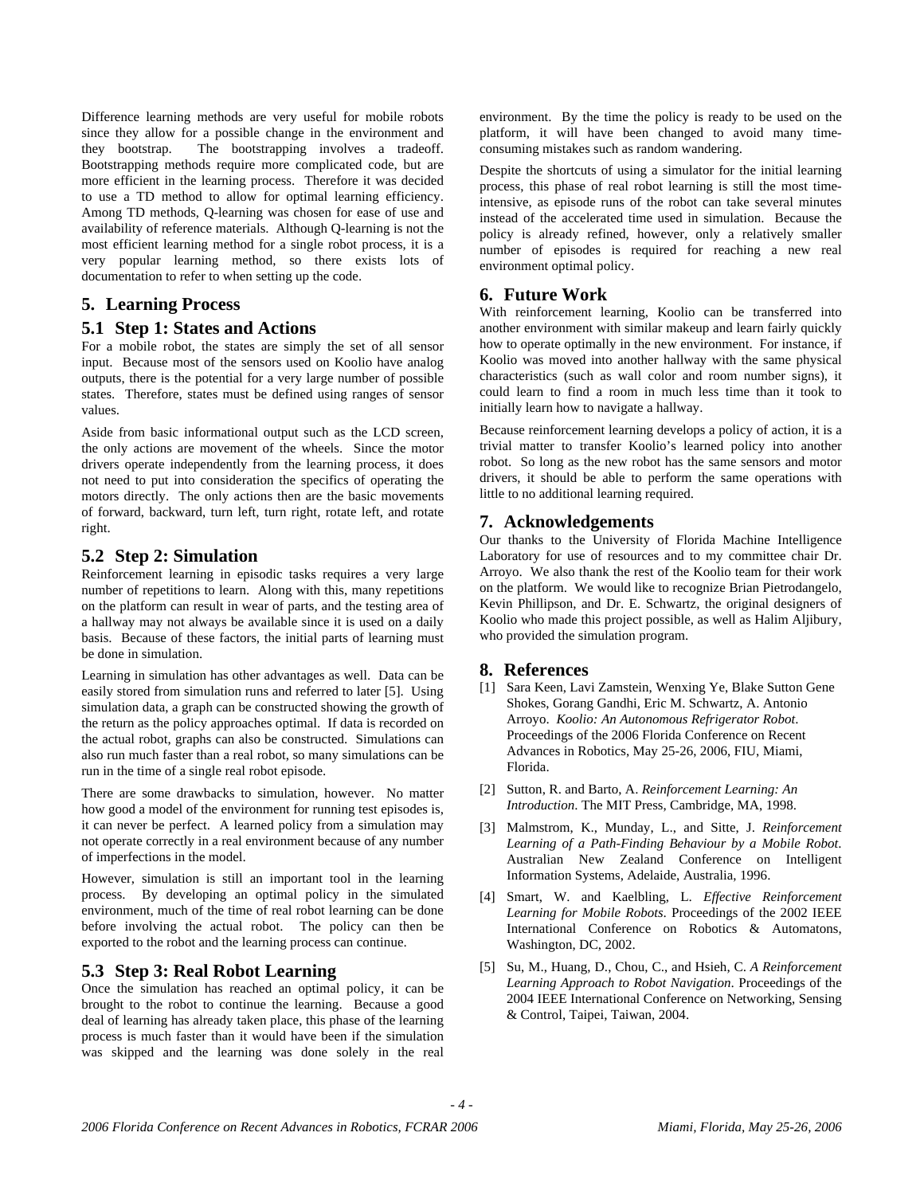Difference learning methods are very useful for mobile robots since they allow for a possible change in the environment and they bootstrap. The bootstrapping involves a tradeoff. Bootstrapping methods require more complicated code, but are more efficient in the learning process. Therefore it was decided to use a TD method to allow for optimal learning efficiency. Among TD methods, Q-learning was chosen for ease of use and availability of reference materials. Although Q-learning is not the most efficient learning method for a single robot process, it is a very popular learning method, so there exists lots of documentation to refer to when setting up the code.

## 5. Learning Process

### 5.1 Step 1: States and Actions

For a mobile robot, the states are simply the set of all sensor input. Because most of the sensors used on Koolio have analog outputs, there is the potential for a very large number of possible states. Therefore, states must be defined using ranges of sensor values.

Aside from basic informational output such as the LCD screen, the only actions are movement of the wheels. Since the motor drivers operate independently from the learning process, it does not need to put into consideration the specifics of operating the motors directly. The only actions then are the basic movements of forward, backward, turn left, turn right, rotate left, and rotate right.

### 5.2 Step 2: Simulation

Reinforcement learning in episodic tasks requires a very large number of repetitions to learn. Along with this, many repetitions on the platform can result in wear of parts, and the testing area of a hallway may not always be available since it is used on a daily basis. Because of these factors, the initial parts of learning must be done in simulation.

Learning in simulation has other advantages as well. Data can be easily stored from simulation runs and referred to later [5]. Using simulation data, a graph can be constructed showing the growth of the return as the policy approaches optimal. If data is recorded on the actual robot, graphs can also be constructed. Simulations can also run much faster than a real robot, so many simulations can be run in the time of a single real robot episode.

There are some drawbacks to simulation, however. No matter how good a model of the environment for running test episodes is, it can never be perfect. A learned policy from a simulation may not operate correctly in a real environment because of any number of imperfections in the model.

However, simulation is still an important tool in the learning process. By developing an optimal policy in the simulated environment, much of the time of real robot learning can be done before involving the actual robot. The policy can then be exported to the robot and the learning process can continue.

### 5.3 Step 3: Real Robot Learning

Once the simulation has reached an optimal policy, it can be brought to the robot to continue the learning. Because a good deal of learning has already taken place, this phase of the learning process is much faster than it would have been if the simulation was skipped and the learning was done solely in the real environment. By the time the policy is ready to be used on the platform, it will have been changed to avoid many time-consuming mistakes such as random wandering.

Despite the shortcuts of using a simulator for the initial learning process, this phase of real robot learning is still the most time-intensive, as episode runs of the robot can take several minutes instead of the accelerated time used in simulation. Because the policy is already refined, however, only a relatively smaller number of episodes is required for reaching a new real environment optimal policy.

## 6. Future Work

With reinforcement learning, Koolio can be transferred into another environment with similar makeup and learn fairly quickly how to operate optimally in the new environment. For instance, if Koolio was moved into another hallway with the same physical characteristics (such as wall color and room number signs), it could learn to find a room in much less time than it took to initially learn how to navigate a hallway.

Because reinforcement learning develops a policy of action, it is a trivial matter to transfer Koolio's learned policy into another robot. So long as the new robot has the same sensors and motor drivers, it should be able to perform the same operations with little to no additional learning required.

## 7. Acknowledgements

Our thanks to the University of Florida Machine Intelligence Laboratory for use of resources and to my committee chair Dr. Arroyo. We also thank the rest of the Koolio team for their work on the platform. We would like to recognize Brian Pietrodangelo, Kevin Phillipson, and Dr. E. Schwartz, the original designers of Koolio who made this project possible, as well as Halim Aljibury, who provided the simulation program.

## 8. References

[1] Sara Keen, Lavi Zamstein, Wenxing Ye, Blake Sutton Gene Shokes, Gorang Gandhi, Eric M. Schwartz, A. Antonio Arroyo. *Koolio: An Autonomous Refrigerator Robot*. Proceedings of the 2006 Florida Conference on Recent Advances in Robotics, May 25-26, 2006, FIU, Miami, Florida.

[2] Sutton, R. and Barto, A. *Reinforcement Learning: An Introduction*. The MIT Press, Cambridge, MA, 1998.

[3] Malmstrom, K., Munday, L., and Sitte, J. *Reinforcement Learning of a Path-Finding Behaviour by a Mobile Robot*. Australian New Zealand Conference on Intelligent Information Systems, Adelaide, Australia, 1996.

[4] Smart, W. and Kaelbling, L. *Effective Reinforcement Learning for Mobile Robots*. Proceedings of the 2002 IEEE International Conference on Robotics & Automatons, Washington, DC, 2002.

[5] Su, M., Huang, D., Chou, C., and Hsieh, C. *A Reinforcement Learning Approach to Robot Navigation*. Proceedings of the 2004 IEEE International Conference on Networking, Sensing & Control, Taipei, Taiwan, 2004.